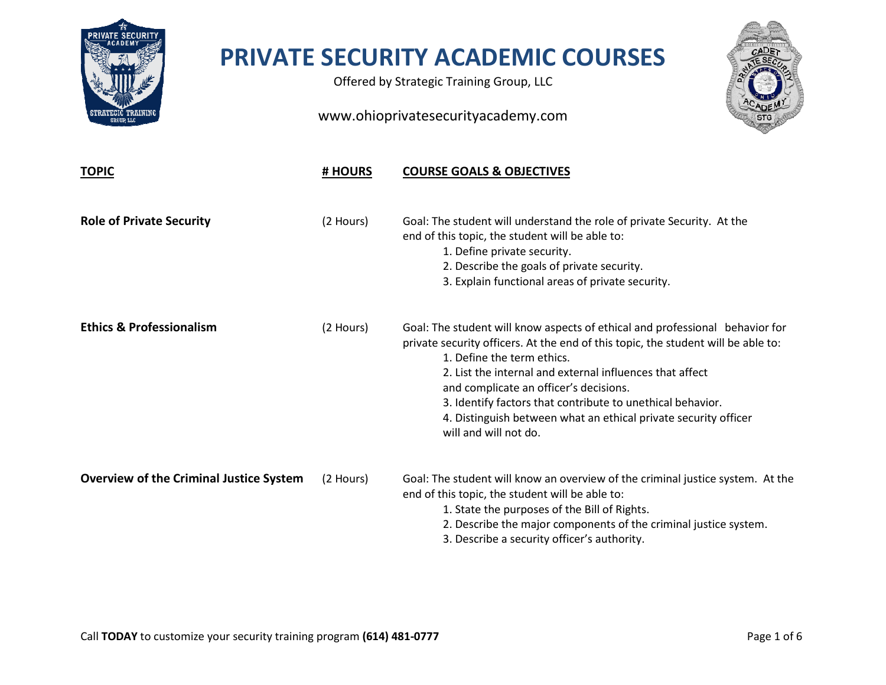# PRIVATE SECURITY ACADEMIC COURSES

Offered by Strategic Training Group, LLC

www.ohioprivatesecurityacademy.com

| TOPIC | # HOURS | COURSE GOALS & OBJECTIVES |
|---|---|---|
| **Role of Private Security** | (2 Hours) | Goal: The student will understand the role of private Security. At the end of this topic, the student will be able to:<br>1. Define private security.<br>2. Describe the goals of private security.<br>3. Explain functional areas of private security. |
| **Ethics & Professionalism** | (2 Hours) | Goal: The student will know aspects of ethical and professional behavior for private security officers. At the end of this topic, the student will be able to:<br>1. Define the term ethics.<br>2. List the internal and external influences that affect and complicate an officer's decisions.<br>3. Identify factors that contribute to unethical behavior.<br>4. Distinguish between what an ethical private security officer will and will not do. |
| **Overview of the Criminal Justice System** | (2 Hours) | Goal: The student will know an overview of the criminal justice system. At the end of this topic, the student will be able to:<br>1. State the purposes of the Bill of Rights.<br>2. Describe the major components of the criminal justice system.<br>3. Describe a security officer's authority. |

Call **TODAY** to customize your security training program **(614) 481-0777**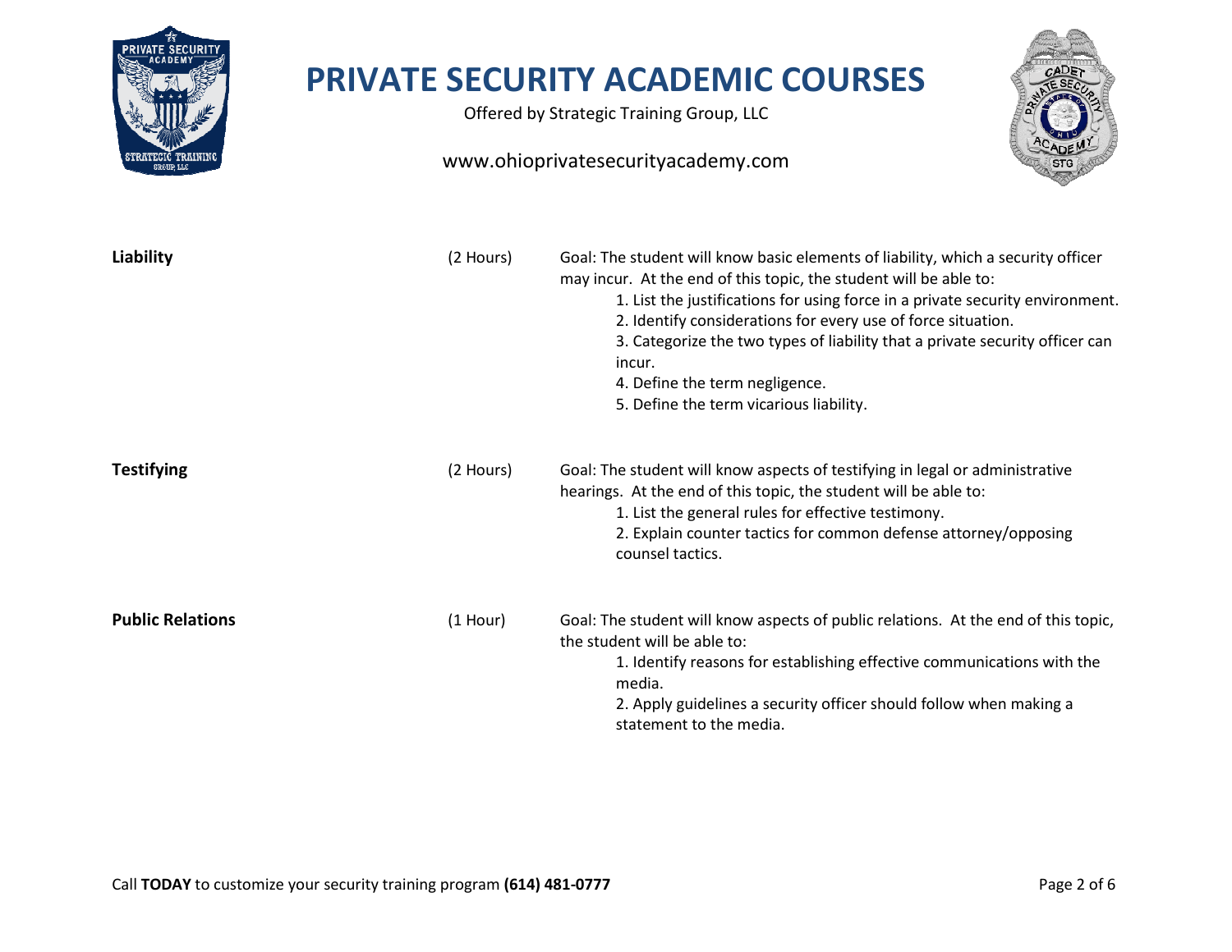# PRIVATE SECURITY ACADEMIC COURSES

Offered by Strategic Training Group, LLC

www.ohioprivatesecurityacademy.com

**Liability** (2 Hours)

Goal: The student will know basic elements of liability, which a security officer may incur. At the end of this topic, the student will be able to:

1. List the justifications for using force in a private security environment.
2. Identify considerations for every use of force situation.
3. Categorize the two types of liability that a private security officer can incur.
4. Define the term negligence.
5. Define the term vicarious liability.

**Testifying** (2 Hours)

Goal: The student will know aspects of testifying in legal or administrative hearings. At the end of this topic, the student will be able to:

1. List the general rules for effective testimony.
2. Explain counter tactics for common defense attorney/opposing counsel tactics.

**Public Relations** (1 Hour)

Goal: The student will know aspects of public relations. At the end of this topic, the student will be able to:

1. Identify reasons for establishing effective communications with the media.
2. Apply guidelines a security officer should follow when making a statement to the media.

Call **TODAY** to customize your security training program **(614) 481-0777**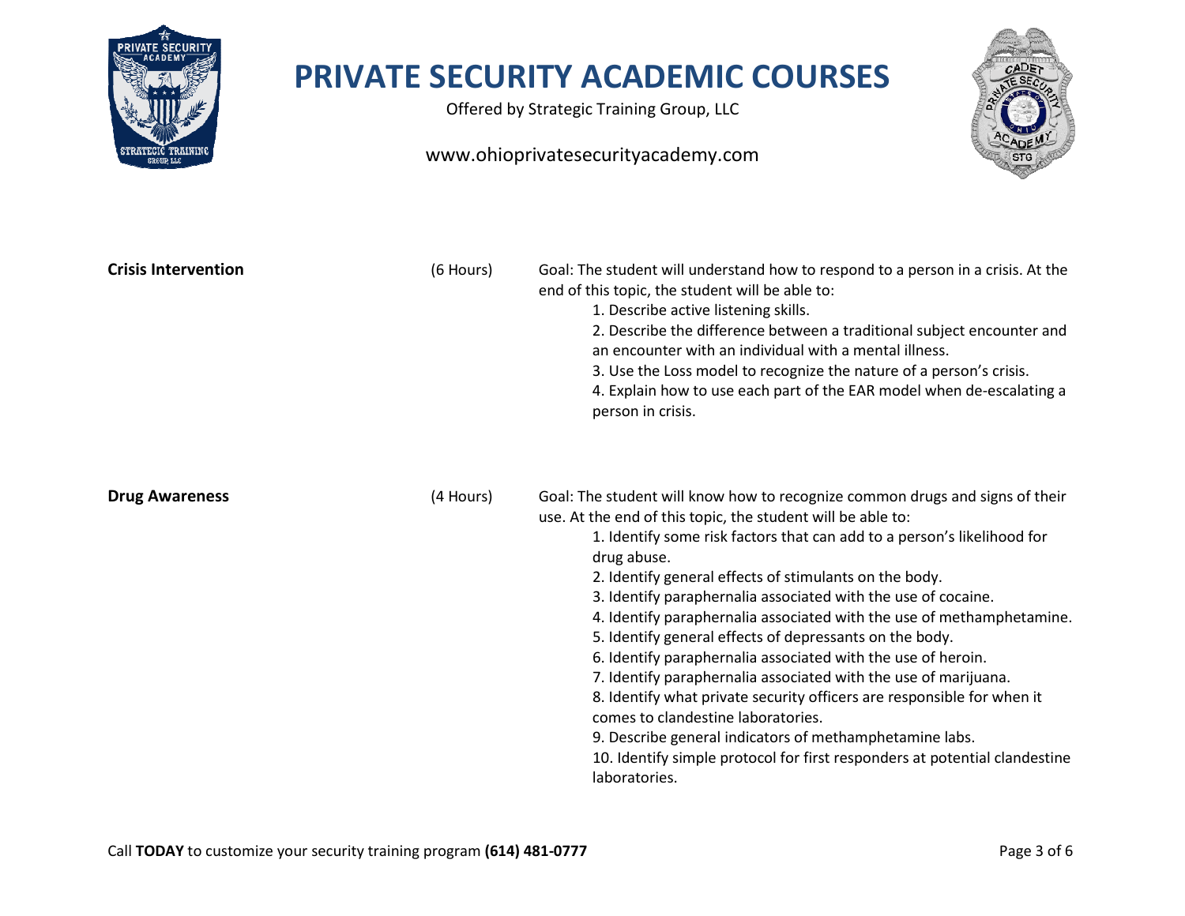# PRIVATE SECURITY ACADEMIC COURSES

Offered by Strategic Training Group, LLC

www.ohioprivatesecurityacademy.com

**Crisis Intervention** (6 Hours)

Goal: The student will understand how to respond to a person in a crisis. At the end of this topic, the student will be able to:

1. Describe active listening skills.
2. Describe the difference between a traditional subject encounter and an encounter with an individual with a mental illness.
3. Use the Loss model to recognize the nature of a person's crisis.
4. Explain how to use each part of the EAR model when de-escalating a person in crisis.

**Drug Awareness** (4 Hours)

Goal: The student will know how to recognize common drugs and signs of their use. At the end of this topic, the student will be able to:

1. Identify some risk factors that can add to a person's likelihood for drug abuse.
2. Identify general effects of stimulants on the body.
3. Identify paraphernalia associated with the use of cocaine.
4. Identify paraphernalia associated with the use of methamphetamine.
5. Identify general effects of depressants on the body.
6. Identify paraphernalia associated with the use of heroin.
7. Identify paraphernalia associated with the use of marijuana.
8. Identify what private security officers are responsible for when it comes to clandestine laboratories.
9. Describe general indicators of methamphetamine labs.
10. Identify simple protocol for first responders at potential clandestine laboratories.

Call **TODAY** to customize your security training program **(614) 481-0777**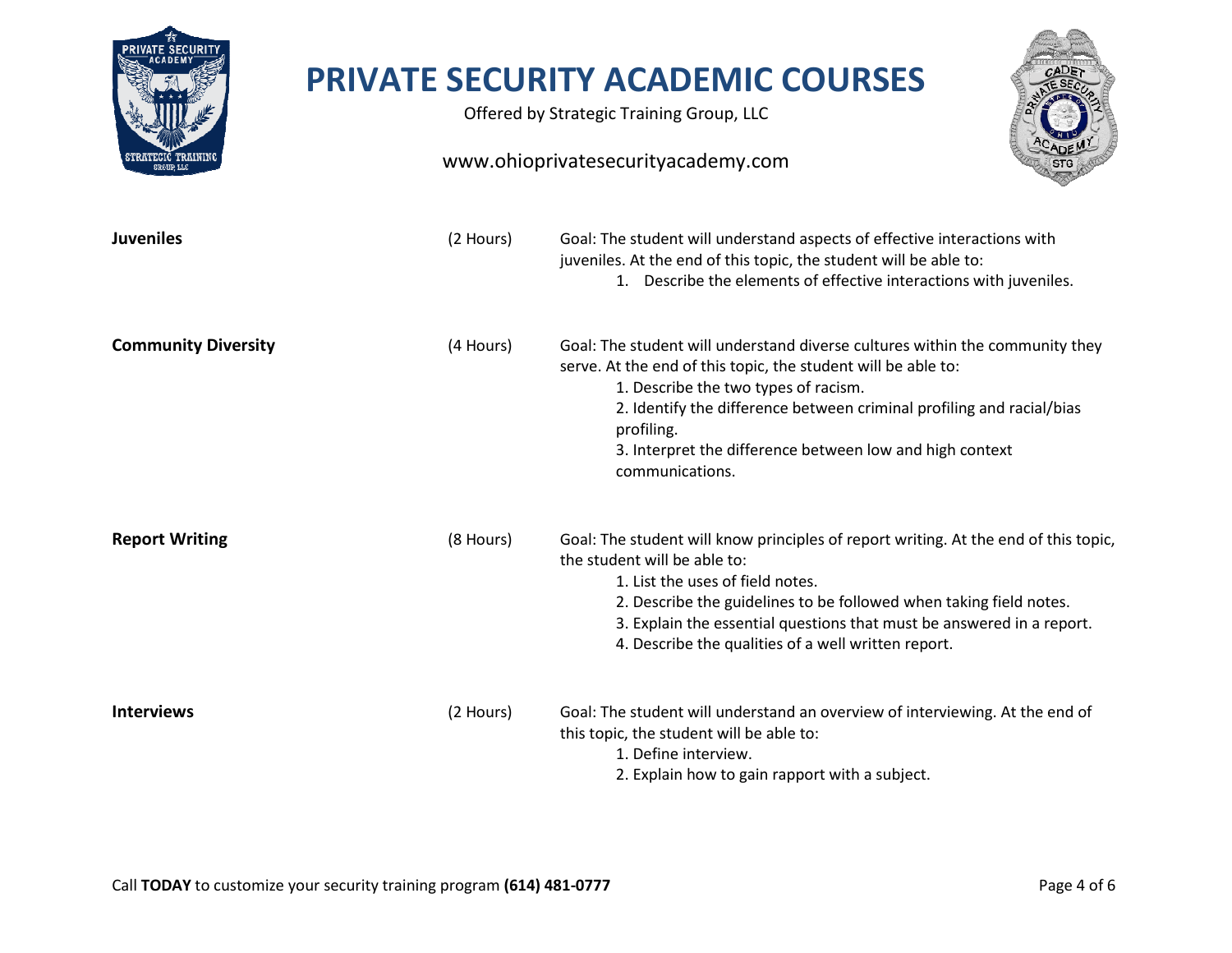# PRIVATE SECURITY ACADEMIC COURSES

Offered by Strategic Training Group, LLC

www.ohioprivatesecurityacademy.com

**Juveniles** (2 Hours)

Goal: The student will understand aspects of effective interactions with juveniles. At the end of this topic, the student will be able to:

1. Describe the elements of effective interactions with juveniles.

**Community Diversity** (4 Hours)

Goal: The student will understand diverse cultures within the community they serve. At the end of this topic, the student will be able to:

1. Describe the two types of racism.
2. Identify the difference between criminal profiling and racial/bias profiling.
3. Interpret the difference between low and high context communications.

**Report Writing** (8 Hours)

Goal: The student will know principles of report writing. At the end of this topic, the student will be able to:

1. List the uses of field notes.
2. Describe the guidelines to be followed when taking field notes.
3. Explain the essential questions that must be answered in a report.
4. Describe the qualities of a well written report.

**Interviews** (2 Hours)

Goal: The student will understand an overview of interviewing. At the end of this topic, the student will be able to:

1. Define interview.
2. Explain how to gain rapport with a subject.

Call **TODAY** to customize your security training program **(614) 481-0777**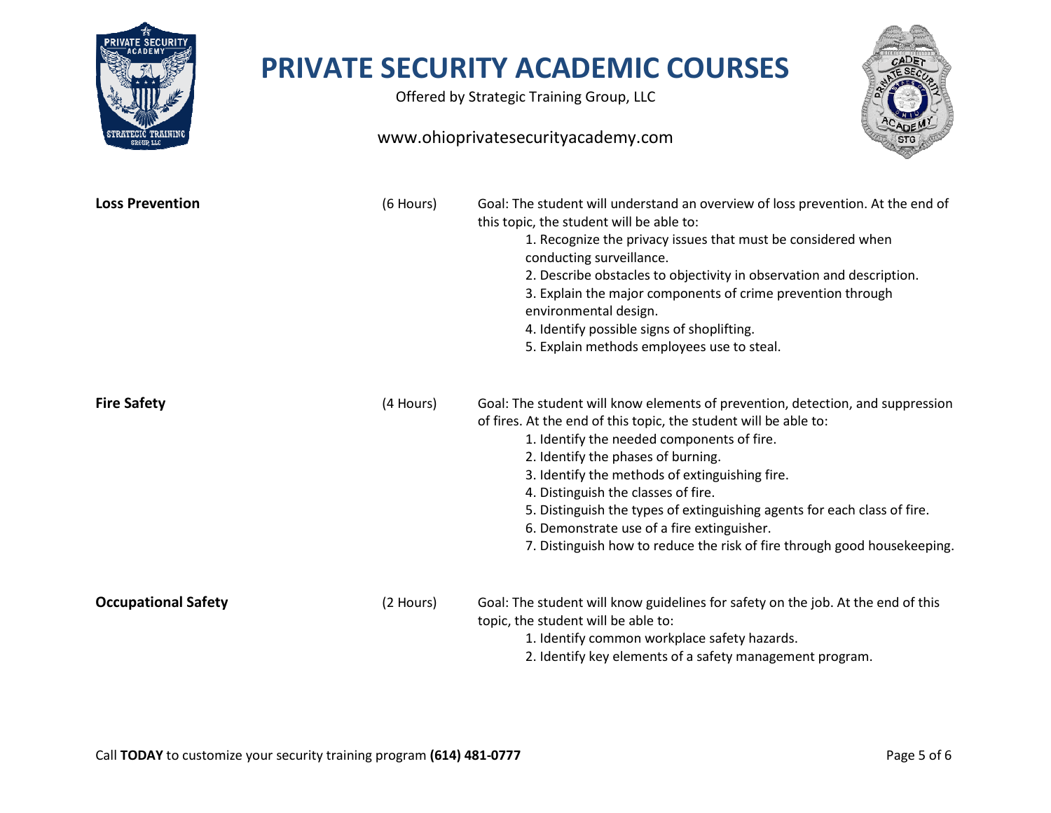# PRIVATE SECURITY ACADEMIC COURSES

Offered by Strategic Training Group, LLC

www.ohioprivatesecurityacademy.com

**Loss Prevention** (6 Hours)

Goal: The student will understand an overview of loss prevention. At the end of this topic, the student will be able to:

1. Recognize the privacy issues that must be considered when conducting surveillance.
2. Describe obstacles to objectivity in observation and description.
3. Explain the major components of crime prevention through environmental design.
4. Identify possible signs of shoplifting.
5. Explain methods employees use to steal.

**Fire Safety** (4 Hours)

Goal: The student will know elements of prevention, detection, and suppression of fires. At the end of this topic, the student will be able to:

1. Identify the needed components of fire.
2. Identify the phases of burning.
3. Identify the methods of extinguishing fire.
4. Distinguish the classes of fire.
5. Distinguish the types of extinguishing agents for each class of fire.
6. Demonstrate use of a fire extinguisher.
7. Distinguish how to reduce the risk of fire through good housekeeping.

**Occupational Safety** (2 Hours)

Goal: The student will know guidelines for safety on the job. At the end of this topic, the student will be able to:

1. Identify common workplace safety hazards.
2. Identify key elements of a safety management program.

Call **TODAY** to customize your security training program **(614) 481-0777**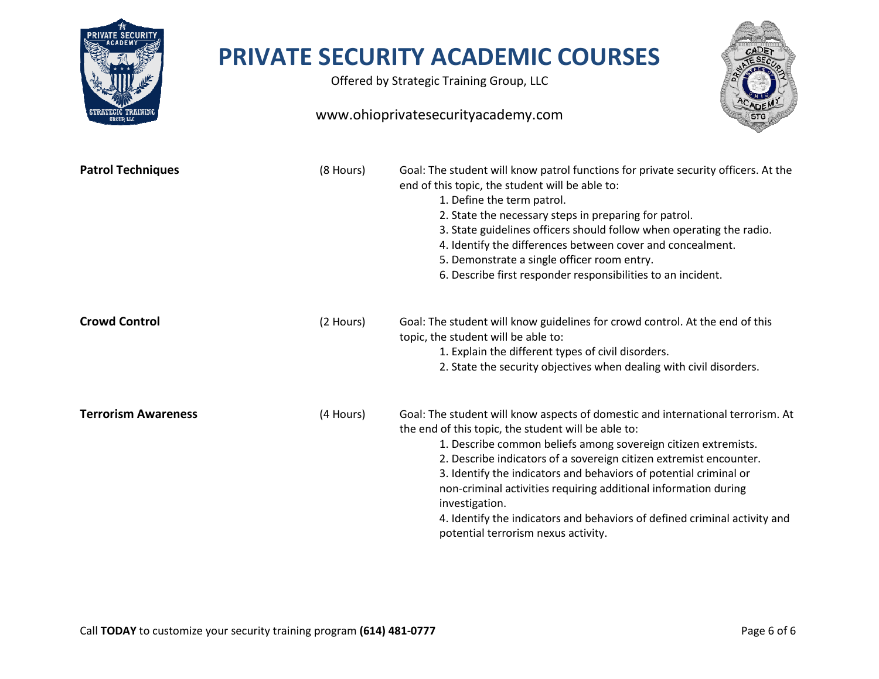# PRIVATE SECURITY ACADEMIC COURSES

Offered by Strategic Training Group, LLC

www.ohioprivatesecurityacademy.com

**Patrol Techniques** (8 Hours)

Goal: The student will know patrol functions for private security officers. At the end of this topic, the student will be able to:

1. Define the term patrol.
2. State the necessary steps in preparing for patrol.
3. State guidelines officers should follow when operating the radio.
4. Identify the differences between cover and concealment.
5. Demonstrate a single officer room entry.
6. Describe first responder responsibilities to an incident.

**Crowd Control** (2 Hours)

Goal: The student will know guidelines for crowd control. At the end of this topic, the student will be able to:

1. Explain the different types of civil disorders.
2. State the security objectives when dealing with civil disorders.

**Terrorism Awareness** (4 Hours)

Goal: The student will know aspects of domestic and international terrorism. At the end of this topic, the student will be able to:

1. Describe common beliefs among sovereign citizen extremists.
2. Describe indicators of a sovereign citizen extremist encounter.
3. Identify the indicators and behaviors of potential criminal or non-criminal activities requiring additional information during investigation.
4. Identify the indicators and behaviors of defined criminal activity and potential terrorism nexus activity.

Call **TODAY** to customize your security training program **(614) 481-0777**